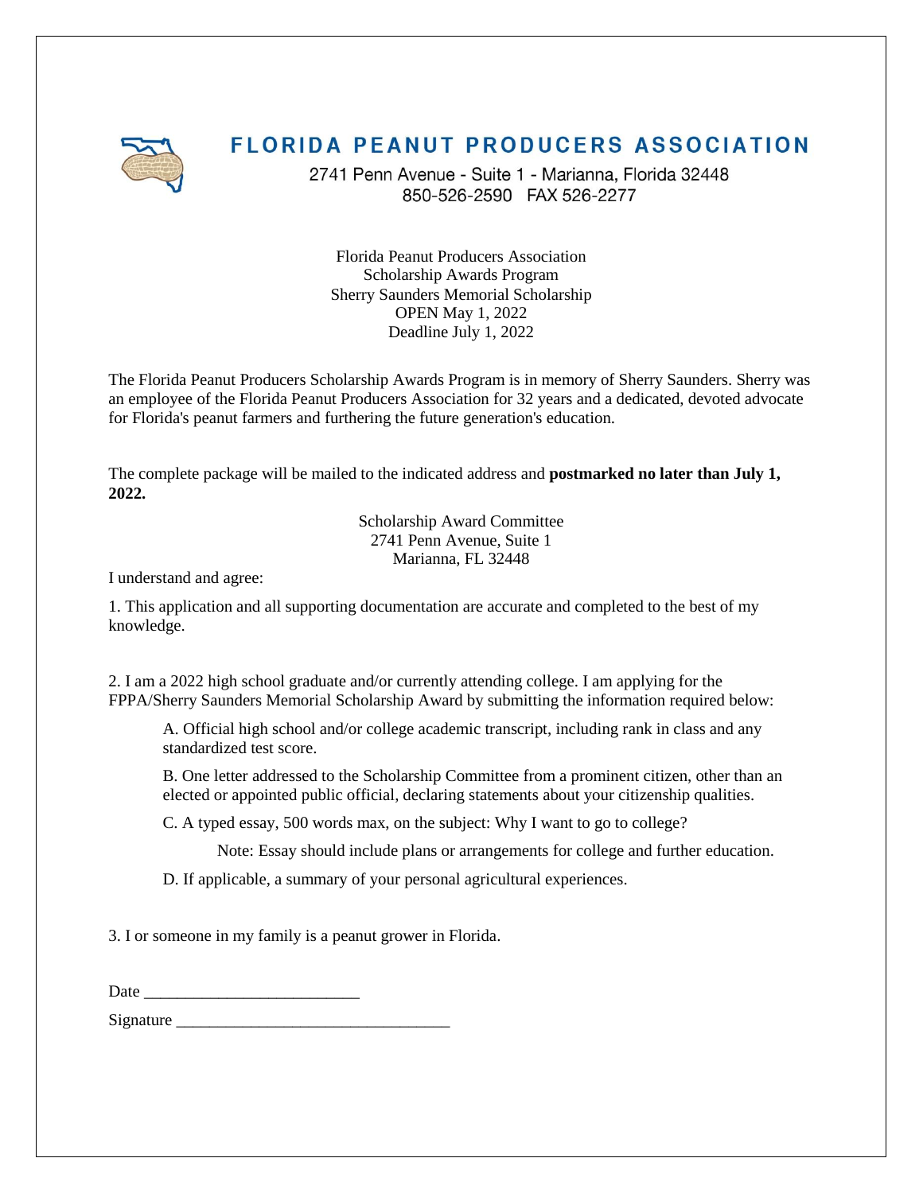# FLORIDA PEANUT PRODUCERS ASSOCIATION

2741 Penn Avenue - Suite 1 - Marianna, Florida 32448
850-526-2590 FAX 526-2277

Florida Peanut Producers Association
Scholarship Awards Program
Sherry Saunders Memorial Scholarship
OPEN May 1, 2022
Deadline July 1, 2022

The Florida Peanut Producers Scholarship Awards Program is in memory of Sherry Saunders. Sherry was an employee of the Florida Peanut Producers Association for 32 years and a dedicated, devoted advocate for Florida's peanut farmers and furthering the future generation's education.

The complete package will be mailed to the indicated address and **postmarked no later than July 1, 2022.**

Scholarship Award Committee
2741 Penn Avenue, Suite 1
Marianna, FL 32448

I understand and agree:

1. This application and all supporting documentation are accurate and completed to the best of my knowledge.

2. I am a 2022 high school graduate and/or currently attending college. I am applying for the FPPA/Sherry Saunders Memorial Scholarship Award by submitting the information required below:

   A. Official high school and/or college academic transcript, including rank in class and any standardized test score.

   B. One letter addressed to the Scholarship Committee from a prominent citizen, other than an elected or appointed public official, declaring statements about your citizenship qualities.

   C. A typed essay, 500 words max, on the subject: Why I want to go to college?

      Note: Essay should include plans or arrangements for college and further education.

   D. If applicable, a summary of your personal agricultural experiences.

3. I or someone in my family is a peanut grower in Florida.

Date ___________________________

Signature __________________________________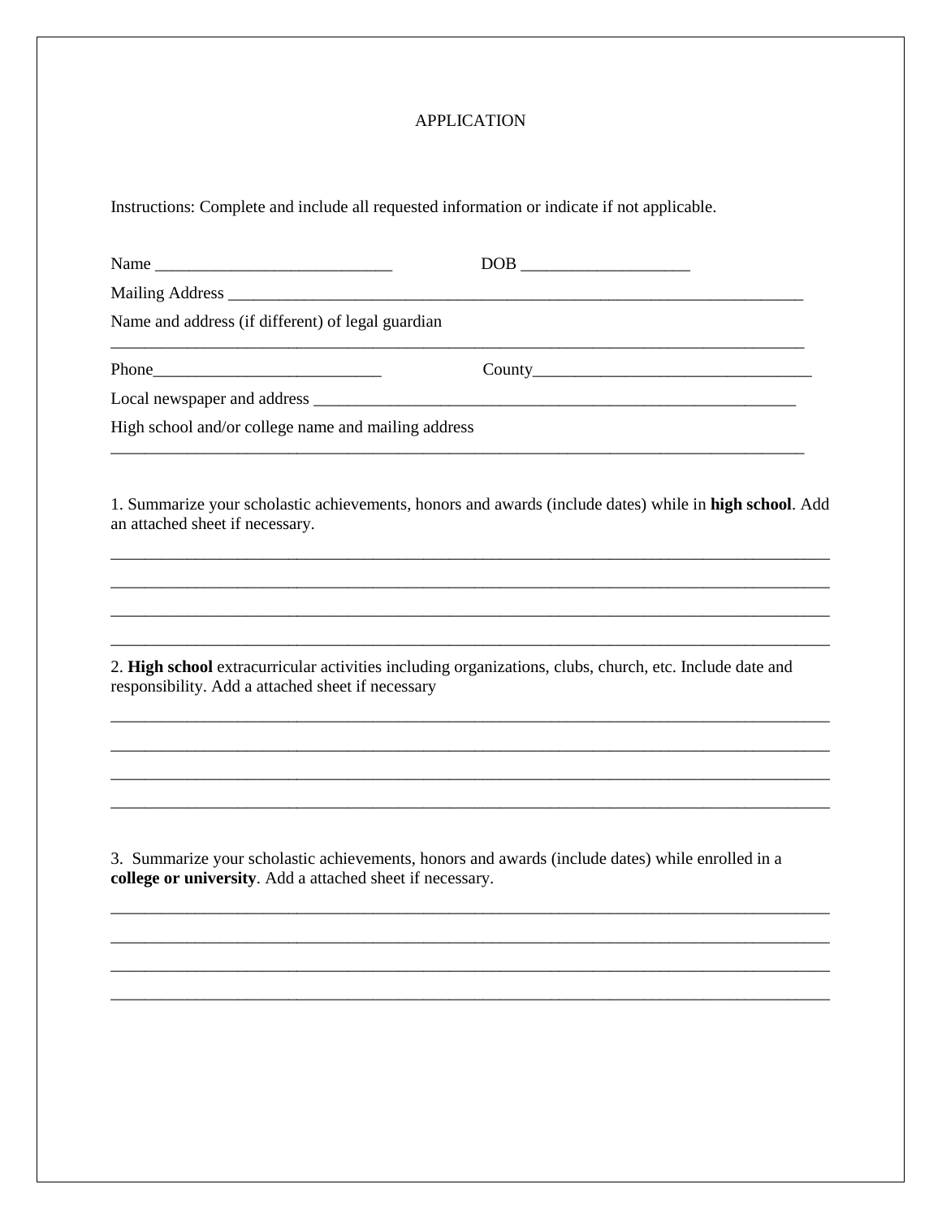# APPLICATION

Instructions: Complete and include all requested information or indicate if not applicable.

Name ____________________________ DOB ____________________

Mailing Address ________________________________________________________________________

Name and address (if different) of legal guardian

________________________________________________________________________________________

Phone__________________________ County_________________________________

Local newspaper and address ___________________________________________________________

High school and/or college name and mailing address

________________________________________________________________________________________

1. Summarize your scholastic achievements, honors and awards (include dates) while in **high school**. Add an attached sheet if necessary.

________________________________________________________________________________________

________________________________________________________________________________________

________________________________________________________________________________________

________________________________________________________________________________________

2. **High school** extracurricular activities including organizations, clubs, church, etc. Include date and responsibility. Add a attached sheet if necessary

________________________________________________________________________________________

________________________________________________________________________________________

________________________________________________________________________________________

________________________________________________________________________________________

3. Summarize your scholastic achievements, honors and awards (include dates) while enrolled in a **college or university**. Add a attached sheet if necessary.

________________________________________________________________________________________

________________________________________________________________________________________

________________________________________________________________________________________

________________________________________________________________________________________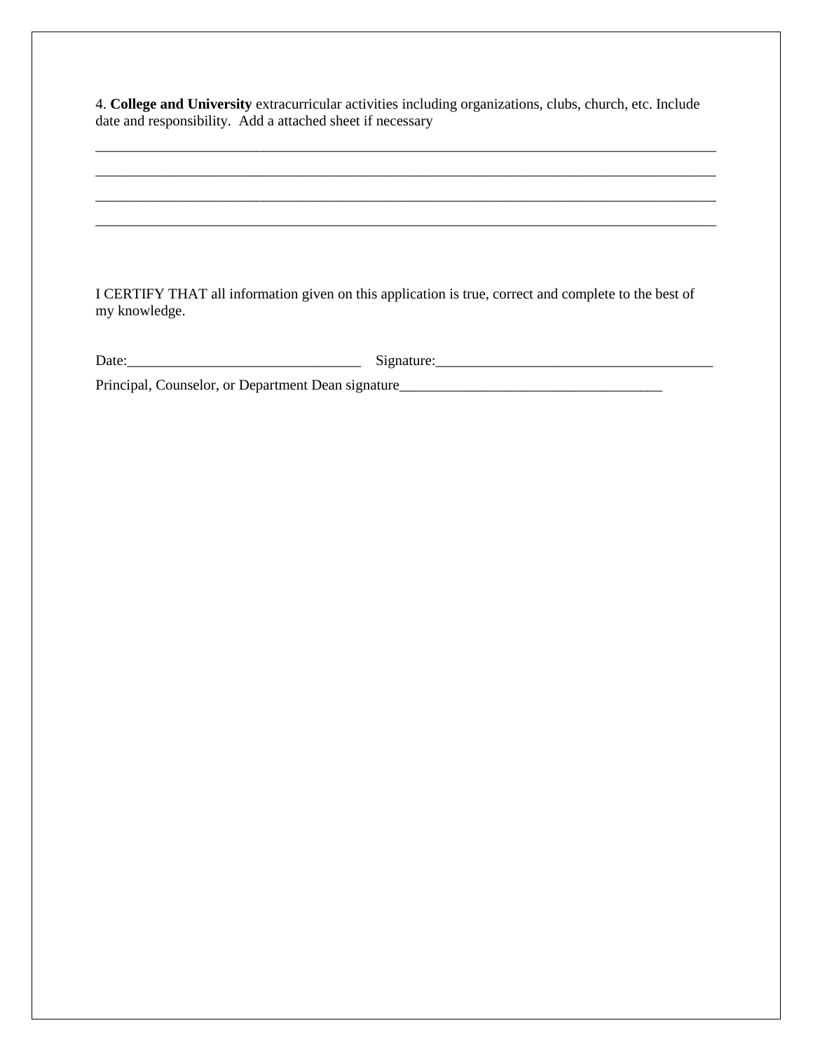4. **College and University** extracurricular activities including organizations, clubs, church, etc. Include date and responsibility.  Add a attached sheet if necessary

_____________________________________________________________________________________

_____________________________________________________________________________________

_____________________________________________________________________________________

_____________________________________________________________________________________

I CERTIFY THAT all information given on this application is true, correct and complete to the best of my knowledge.

Date:________________________________    Signature:______________________________________

Principal, Counselor, or Department Dean signature____________________________________